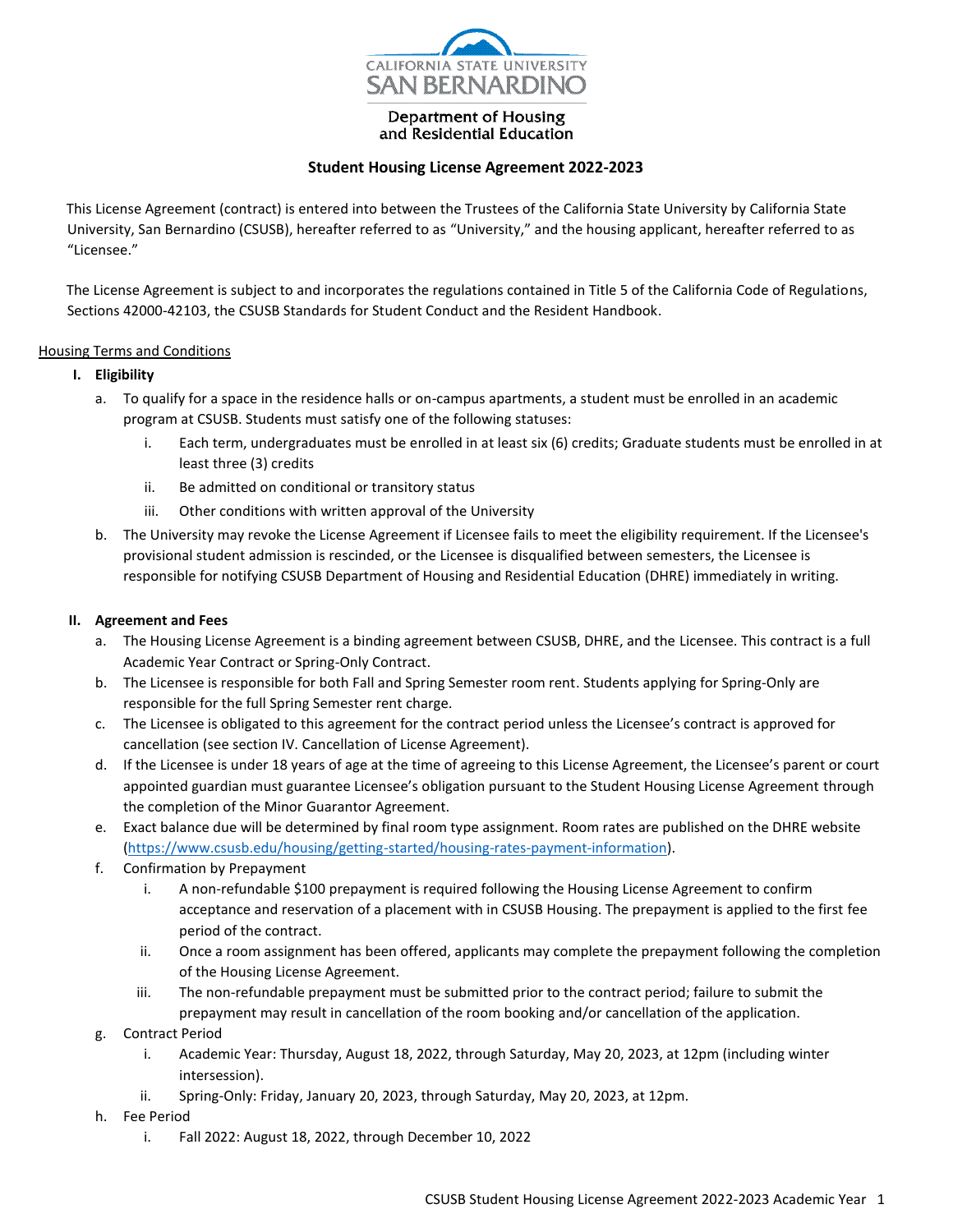CALIFORNIA STATE UNIVERSITY
SAN BERNARDINO

Department of Housing
and Residential Education

# Student Housing License Agreement 2022-2023

This License Agreement (contract) is entered into between the Trustees of the California State University by California State University, San Bernardino (CSUSB), hereafter referred to as "University," and the housing applicant, hereafter referred to as "Licensee."

The License Agreement is subject to and incorporates the regulations contained in Title 5 of the California Code of Regulations, Sections 42000-42103, the CSUSB Standards for Student Conduct and the Resident Handbook.

## Housing Terms and Conditions

**I. Eligibility**

a. To qualify for a space in the residence halls or on-campus apartments, a student must be enrolled in an academic program at CSUSB. Students must satisfy one of the following statuses:

   i. Each term, undergraduates must be enrolled in at least six (6) credits; Graduate students must be enrolled in at least three (3) credits

   ii. Be admitted on conditional or transitory status

   iii. Other conditions with written approval of the University

b. The University may revoke the License Agreement if Licensee fails to meet the eligibility requirement. If the Licensee's provisional student admission is rescinded, or the Licensee is disqualified between semesters, the Licensee is responsible for notifying CSUSB Department of Housing and Residential Education (DHRE) immediately in writing.

**II. Agreement and Fees**

a. The Housing License Agreement is a binding agreement between CSUSB, DHRE, and the Licensee. This contract is a full Academic Year Contract or Spring-Only Contract.

b. The Licensee is responsible for both Fall and Spring Semester room rent. Students applying for Spring-Only are responsible for the full Spring Semester rent charge.

c. The Licensee is obligated to this agreement for the contract period unless the Licensee's contract is approved for cancellation (see section IV. Cancellation of License Agreement).

d. If the Licensee is under 18 years of age at the time of agreeing to this License Agreement, the Licensee's parent or court appointed guardian must guarantee Licensee's obligation pursuant to the Student Housing License Agreement through the completion of the Minor Guarantor Agreement.

e. Exact balance due will be determined by final room type assignment. Room rates are published on the DHRE website (https://www.csusb.edu/housing/getting-started/housing-rates-payment-information).

f. Confirmation by Prepayment

   i. A non-refundable $100 prepayment is required following the Housing License Agreement to confirm acceptance and reservation of a placement with in CSUSB Housing. The prepayment is applied to the first fee period of the contract.

   ii. Once a room assignment has been offered, applicants may complete the prepayment following the completion of the Housing License Agreement.

   iii. The non-refundable prepayment must be submitted prior to the contract period; failure to submit the prepayment may result in cancellation of the room booking and/or cancellation of the application.

g. Contract Period

   i. Academic Year: Thursday, August 18, 2022, through Saturday, May 20, 2023, at 12pm (including winter intersession).

   ii. Spring-Only: Friday, January 20, 2023, through Saturday, May 20, 2023, at 12pm.

h. Fee Period

   i. Fall 2022: August 18, 2022, through December 10, 2022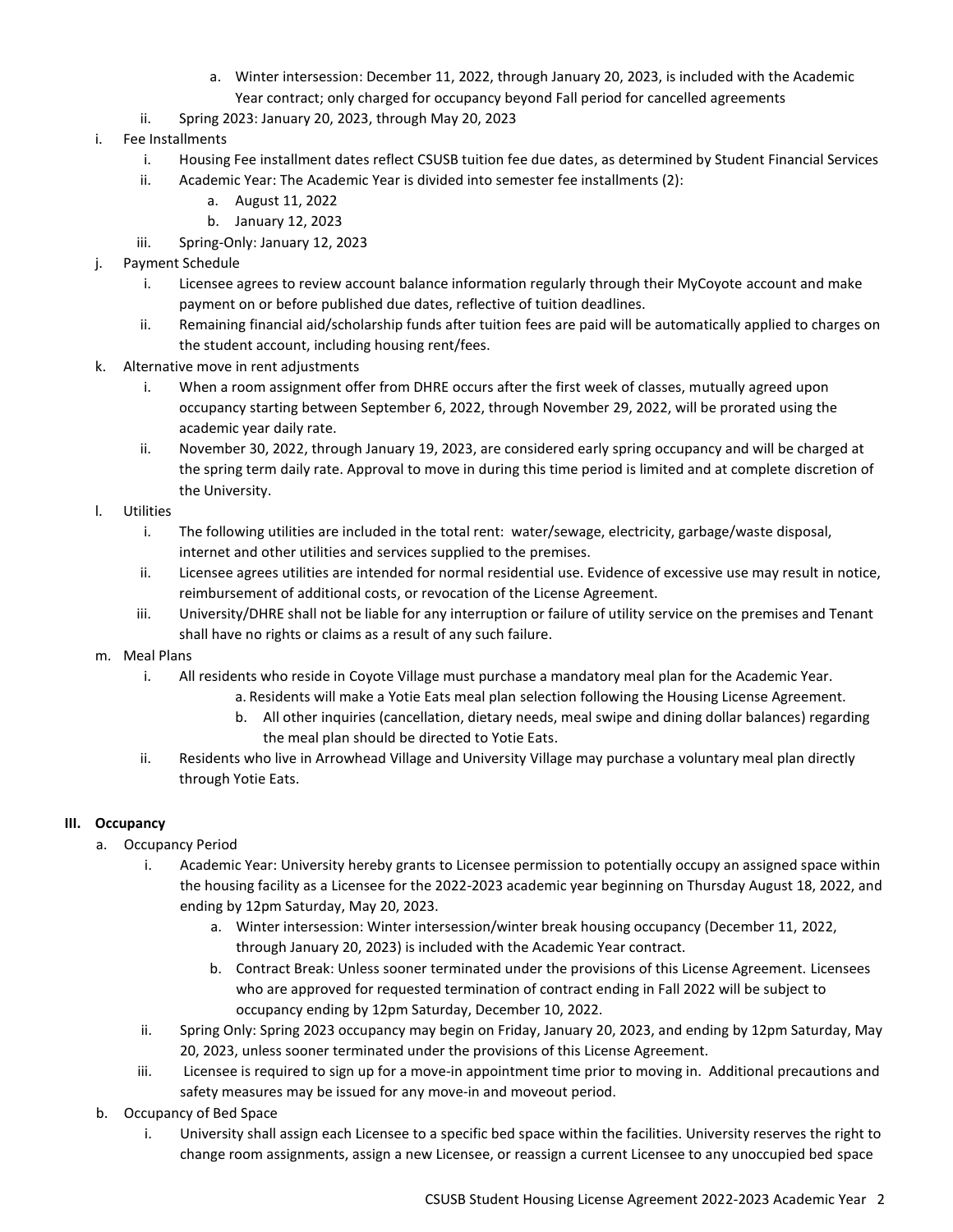a. Winter intersession: December 11, 2022, through January 20, 2023, is included with the Academic Year contract; only charged for occupancy beyond Fall period for cancelled agreements
   ii. Spring 2023: January 20, 2023, through May 20, 2023

i. Fee Installments
   i. Housing Fee installment dates reflect CSUSB tuition fee due dates, as determined by Student Financial Services
   ii. Academic Year: The Academic Year is divided into semester fee installments (2):
      a. August 11, 2022
      b. January 12, 2023
   iii. Spring-Only: January 12, 2023

j. Payment Schedule
   i. Licensee agrees to review account balance information regularly through their MyCoyote account and make payment on or before published due dates, reflective of tuition deadlines.
   ii. Remaining financial aid/scholarship funds after tuition fees are paid will be automatically applied to charges on the student account, including housing rent/fees.

k. Alternative move in rent adjustments
   i. When a room assignment offer from DHRE occurs after the first week of classes, mutually agreed upon occupancy starting between September 6, 2022, through November 29, 2022, will be prorated using the academic year daily rate.
   ii. November 30, 2022, through January 19, 2023, are considered early spring occupancy and will be charged at the spring term daily rate. Approval to move in during this time period is limited and at complete discretion of the University.

l. Utilities
   i. The following utilities are included in the total rent: water/sewage, electricity, garbage/waste disposal, internet and other utilities and services supplied to the premises.
   ii. Licensee agrees utilities are intended for normal residential use. Evidence of excessive use may result in notice, reimbursement of additional costs, or revocation of the License Agreement.
   iii. University/DHRE shall not be liable for any interruption or failure of utility service on the premises and Tenant shall have no rights or claims as a result of any such failure.

m. Meal Plans
   i. All residents who reside in Coyote Village must purchase a mandatory meal plan for the Academic Year.
      a. Residents will make a Yotie Eats meal plan selection following the Housing License Agreement.
      b. All other inquiries (cancellation, dietary needs, meal swipe and dining dollar balances) regarding the meal plan should be directed to Yotie Eats.
   ii. Residents who live in Arrowhead Village and University Village may purchase a voluntary meal plan directly through Yotie Eats.

## III. Occupancy

a. Occupancy Period
   i. Academic Year: University hereby grants to Licensee permission to potentially occupy an assigned space within the housing facility as a Licensee for the 2022-2023 academic year beginning on Thursday August 18, 2022, and ending by 12pm Saturday, May 20, 2023.
      a. Winter intersession: Winter intersession/winter break housing occupancy (December 11, 2022, through January 20, 2023) is included with the Academic Year contract.
      b. Contract Break: Unless sooner terminated under the provisions of this License Agreement. Licensees who are approved for requested termination of contract ending in Fall 2022 will be subject to occupancy ending by 12pm Saturday, December 10, 2022.
   ii. Spring Only: Spring 2023 occupancy may begin on Friday, January 20, 2023, and ending by 12pm Saturday, May 20, 2023, unless sooner terminated under the provisions of this License Agreement.
   iii. Licensee is required to sign up for a move-in appointment time prior to moving in. Additional precautions and safety measures may be issued for any move-in and moveout period.

b. Occupancy of Bed Space
   i. University shall assign each Licensee to a specific bed space within the facilities. University reserves the right to change room assignments, assign a new Licensee, or reassign a current Licensee to any unoccupied bed space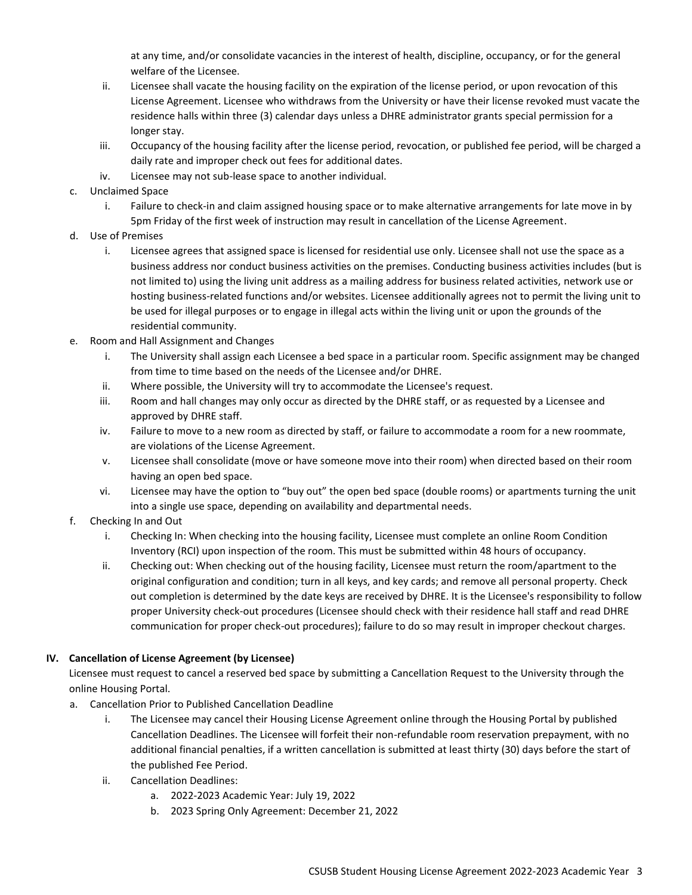at any time, and/or consolidate vacancies in the interest of health, discipline, occupancy, or for the general welfare of the Licensee.

ii. Licensee shall vacate the housing facility on the expiration of the license period, or upon revocation of this License Agreement. Licensee who withdraws from the University or have their license revoked must vacate the residence halls within three (3) calendar days unless a DHRE administrator grants special permission for a longer stay.

iii. Occupancy of the housing facility after the license period, revocation, or published fee period, will be charged a daily rate and improper check out fees for additional dates.

iv. Licensee may not sub-lease space to another individual.

c. Unclaimed Space

i. Failure to check-in and claim assigned housing space or to make alternative arrangements for late move in by 5pm Friday of the first week of instruction may result in cancellation of the License Agreement.

d. Use of Premises

i. Licensee agrees that assigned space is licensed for residential use only. Licensee shall not use the space as a business address nor conduct business activities on the premises. Conducting business activities includes (but is not limited to) using the living unit address as a mailing address for business related activities, network use or hosting business-related functions and/or websites. Licensee additionally agrees not to permit the living unit to be used for illegal purposes or to engage in illegal acts within the living unit or upon the grounds of the residential community.

e. Room and Hall Assignment and Changes

i. The University shall assign each Licensee a bed space in a particular room. Specific assignment may be changed from time to time based on the needs of the Licensee and/or DHRE.

ii. Where possible, the University will try to accommodate the Licensee's request.

iii. Room and hall changes may only occur as directed by the DHRE staff, or as requested by a Licensee and approved by DHRE staff.

iv. Failure to move to a new room as directed by staff, or failure to accommodate a room for a new roommate, are violations of the License Agreement.

v. Licensee shall consolidate (move or have someone move into their room) when directed based on their room having an open bed space.

vi. Licensee may have the option to "buy out" the open bed space (double rooms) or apartments turning the unit into a single use space, depending on availability and departmental needs.

f. Checking In and Out

i. Checking In: When checking into the housing facility, Licensee must complete an online Room Condition Inventory (RCI) upon inspection of the room. This must be submitted within 48 hours of occupancy.

ii. Checking out: When checking out of the housing facility, Licensee must return the room/apartment to the original configuration and condition; turn in all keys, and key cards; and remove all personal property. Check out completion is determined by the date keys are received by DHRE. It is the Licensee's responsibility to follow proper University check-out procedures (Licensee should check with their residence hall staff and read DHRE communication for proper check-out procedures); failure to do so may result in improper checkout charges.

## IV. Cancellation of License Agreement (by Licensee)

Licensee must request to cancel a reserved bed space by submitting a Cancellation Request to the University through the online Housing Portal.

a. Cancellation Prior to Published Cancellation Deadline

i. The Licensee may cancel their Housing License Agreement online through the Housing Portal by published Cancellation Deadlines. The Licensee will forfeit their non-refundable room reservation prepayment, with no additional financial penalties, if a written cancellation is submitted at least thirty (30) days before the start of the published Fee Period.

ii. Cancellation Deadlines:

  a. 2022-2023 Academic Year: July 19, 2022
  
  b. 2023 Spring Only Agreement: December 21, 2022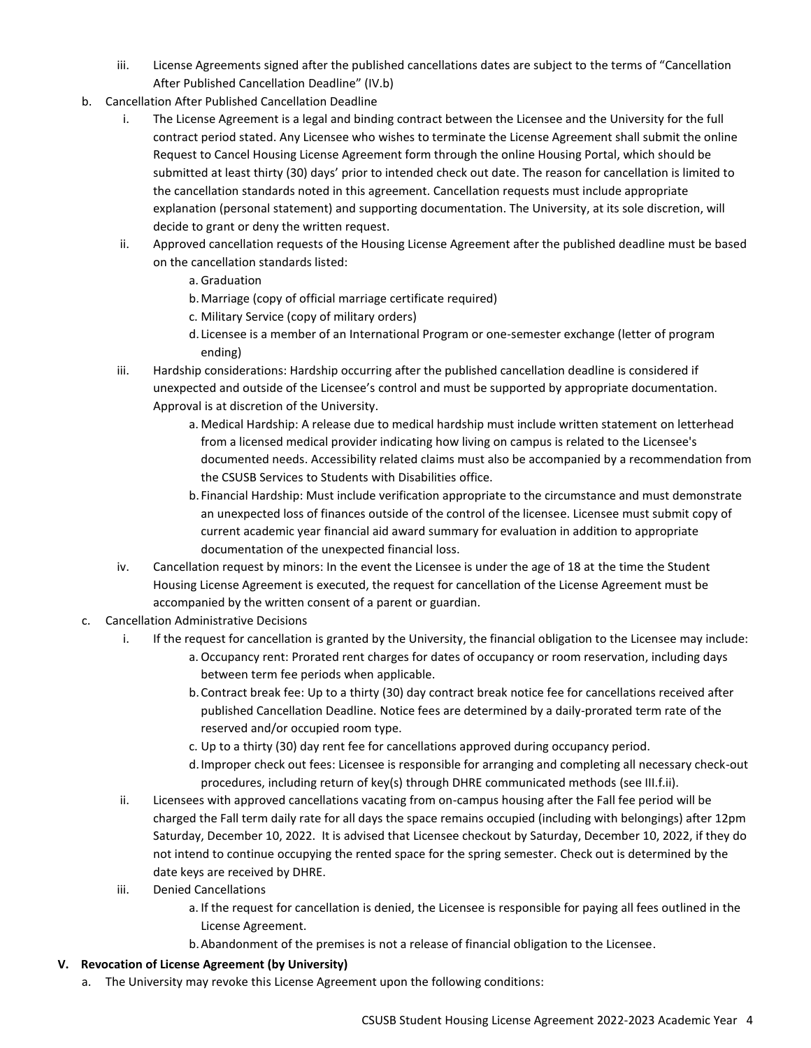iii. License Agreements signed after the published cancellations dates are subject to the terms of "Cancellation After Published Cancellation Deadline" (IV.b)

b. Cancellation After Published Cancellation Deadline
   i. The License Agreement is a legal and binding contract between the Licensee and the University for the full contract period stated. Any Licensee who wishes to terminate the License Agreement shall submit the online Request to Cancel Housing License Agreement form through the online Housing Portal, which should be submitted at least thirty (30) days' prior to intended check out date. The reason for cancellation is limited to the cancellation standards noted in this agreement. Cancellation requests must include appropriate explanation (personal statement) and supporting documentation. The University, at its sole discretion, will decide to grant or deny the written request.
   ii. Approved cancellation requests of the Housing License Agreement after the published deadline must be based on the cancellation standards listed:
      a. Graduation
      b. Marriage (copy of official marriage certificate required)
      c. Military Service (copy of military orders)
      d. Licensee is a member of an International Program or one-semester exchange (letter of program ending)
   iii. Hardship considerations: Hardship occurring after the published cancellation deadline is considered if unexpected and outside of the Licensee's control and must be supported by appropriate documentation. Approval is at discretion of the University.
      a. Medical Hardship: A release due to medical hardship must include written statement on letterhead from a licensed medical provider indicating how living on campus is related to the Licensee's documented needs. Accessibility related claims must also be accompanied by a recommendation from the CSUSB Services to Students with Disabilities office.
      b. Financial Hardship: Must include verification appropriate to the circumstance and must demonstrate an unexpected loss of finances outside of the control of the licensee. Licensee must submit copy of current academic year financial aid award summary for evaluation in addition to appropriate documentation of the unexpected financial loss.
   iv. Cancellation request by minors: In the event the Licensee is under the age of 18 at the time the Student Housing License Agreement is executed, the request for cancellation of the License Agreement must be accompanied by the written consent of a parent or guardian.

c. Cancellation Administrative Decisions
   i. If the request for cancellation is granted by the University, the financial obligation to the Licensee may include:
      a. Occupancy rent: Prorated rent charges for dates of occupancy or room reservation, including days between term fee periods when applicable.
      b. Contract break fee: Up to a thirty (30) day contract break notice fee for cancellations received after published Cancellation Deadline. Notice fees are determined by a daily-prorated term rate of the reserved and/or occupied room type.
      c. Up to a thirty (30) day rent fee for cancellations approved during occupancy period.
      d. Improper check out fees: Licensee is responsible for arranging and completing all necessary check-out procedures, including return of key(s) through DHRE communicated methods (see III.f.ii).
   ii. Licensees with approved cancellations vacating from on-campus housing after the Fall fee period will be charged the Fall term daily rate for all days the space remains occupied (including with belongings) after 12pm Saturday, December 10, 2022. It is advised that Licensee checkout by Saturday, December 10, 2022, if they do not intend to continue occupying the rented space for the spring semester. Check out is determined by the date keys are received by DHRE.
   iii. Denied Cancellations
      a. If the request for cancellation is denied, the Licensee is responsible for paying all fees outlined in the License Agreement.
      b. Abandonment of the premises is not a release of financial obligation to the Licensee.

## V. Revocation of License Agreement (by University)

a. The University may revoke this License Agreement upon the following conditions: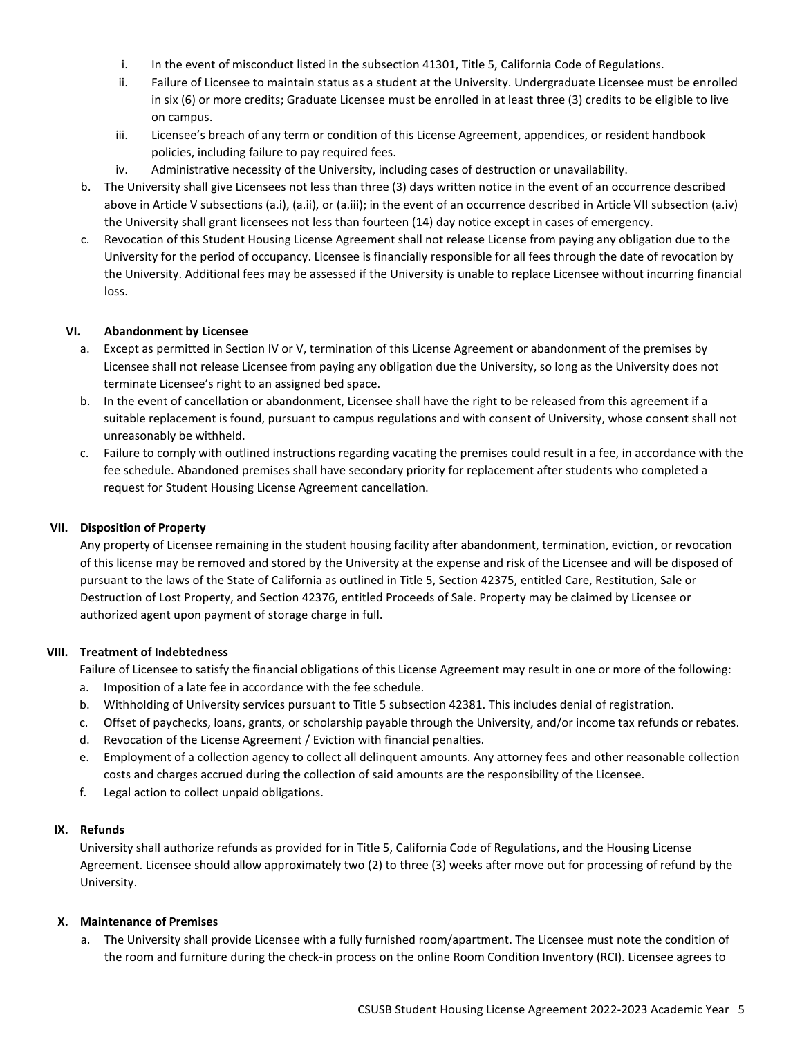i. In the event of misconduct listed in the subsection 41301, Title 5, California Code of Regulations.

ii. Failure of Licensee to maintain status as a student at the University. Undergraduate Licensee must be enrolled in six (6) or more credits; Graduate Licensee must be enrolled in at least three (3) credits to be eligible to live on campus.

iii. Licensee's breach of any term or condition of this License Agreement, appendices, or resident handbook policies, including failure to pay required fees.

iv. Administrative necessity of the University, including cases of destruction or unavailability.

b. The University shall give Licensees not less than three (3) days written notice in the event of an occurrence described above in Article V subsections (a.i), (a.ii), or (a.iii); in the event of an occurrence described in Article VII subsection (a.iv) the University shall grant licensees not less than fourteen (14) day notice except in cases of emergency.

c. Revocation of this Student Housing License Agreement shall not release License from paying any obligation due to the University for the period of occupancy. Licensee is financially responsible for all fees through the date of revocation by the University. Additional fees may be assessed if the University is unable to replace Licensee without incurring financial loss.

## VI. Abandonment by Licensee

a. Except as permitted in Section IV or V, termination of this License Agreement or abandonment of the premises by Licensee shall not release Licensee from paying any obligation due the University, so long as the University does not terminate Licensee's right to an assigned bed space.

b. In the event of cancellation or abandonment, Licensee shall have the right to be released from this agreement if a suitable replacement is found, pursuant to campus regulations and with consent of University, whose consent shall not unreasonably be withheld.

c. Failure to comply with outlined instructions regarding vacating the premises could result in a fee, in accordance with the fee schedule. Abandoned premises shall have secondary priority for replacement after students who completed a request for Student Housing License Agreement cancellation.

## VII. Disposition of Property

Any property of Licensee remaining in the student housing facility after abandonment, termination, eviction, or revocation of this license may be removed and stored by the University at the expense and risk of the Licensee and will be disposed of pursuant to the laws of the State of California as outlined in Title 5, Section 42375, entitled Care, Restitution, Sale or Destruction of Lost Property, and Section 42376, entitled Proceeds of Sale. Property may be claimed by Licensee or authorized agent upon payment of storage charge in full.

## VIII. Treatment of Indebtedness

Failure of Licensee to satisfy the financial obligations of this License Agreement may result in one or more of the following:

a. Imposition of a late fee in accordance with the fee schedule.

b. Withholding of University services pursuant to Title 5 subsection 42381. This includes denial of registration.

c. Offset of paychecks, loans, grants, or scholarship payable through the University, and/or income tax refunds or rebates.

d. Revocation of the License Agreement / Eviction with financial penalties.

e. Employment of a collection agency to collect all delinquent amounts. Any attorney fees and other reasonable collection costs and charges accrued during the collection of said amounts are the responsibility of the Licensee.

f. Legal action to collect unpaid obligations.

## IX. Refunds

University shall authorize refunds as provided for in Title 5, California Code of Regulations, and the Housing License Agreement. Licensee should allow approximately two (2) to three (3) weeks after move out for processing of refund by the University.

## X. Maintenance of Premises

a. The University shall provide Licensee with a fully furnished room/apartment. The Licensee must note the condition of the room and furniture during the check-in process on the online Room Condition Inventory (RCI). Licensee agrees to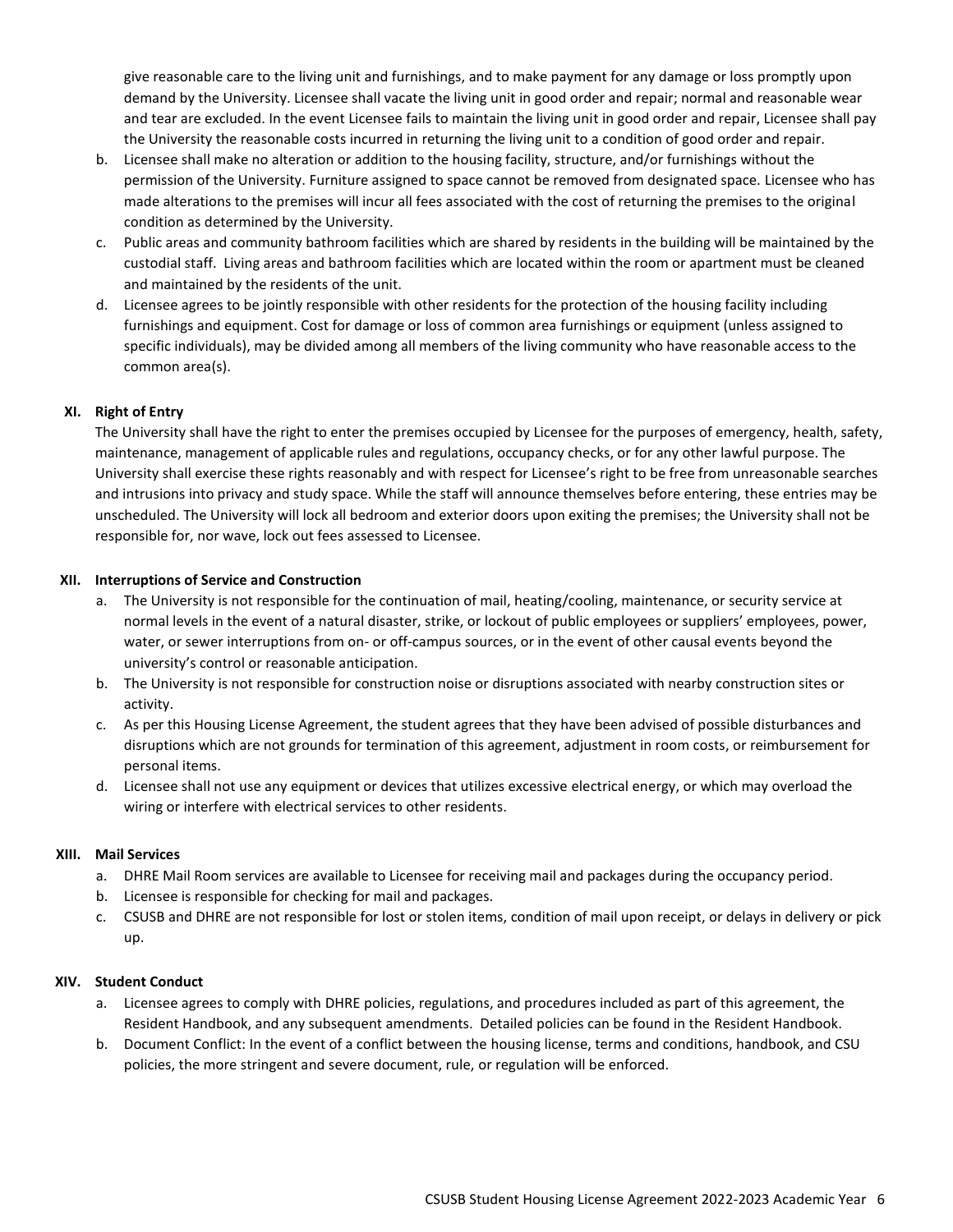give reasonable care to the living unit and furnishings, and to make payment for any damage or loss promptly upon demand by the University. Licensee shall vacate the living unit in good order and repair; normal and reasonable wear and tear are excluded. In the event Licensee fails to maintain the living unit in good order and repair, Licensee shall pay the University the reasonable costs incurred in returning the living unit to a condition of good order and repair.

b. Licensee shall make no alteration or addition to the housing facility, structure, and/or furnishings without the permission of the University. Furniture assigned to space cannot be removed from designated space. Licensee who has made alterations to the premises will incur all fees associated with the cost of returning the premises to the original condition as determined by the University.
c. Public areas and community bathroom facilities which are shared by residents in the building will be maintained by the custodial staff. Living areas and bathroom facilities which are located within the room or apartment must be cleaned and maintained by the residents of the unit.
d. Licensee agrees to be jointly responsible with other residents for the protection of the housing facility including furnishings and equipment. Cost for damage or loss of common area furnishings or equipment (unless assigned to specific individuals), may be divided among all members of the living community who have reasonable access to the common area(s).

## XI. Right of Entry

The University shall have the right to enter the premises occupied by Licensee for the purposes of emergency, health, safety, maintenance, management of applicable rules and regulations, occupancy checks, or for any other lawful purpose. The University shall exercise these rights reasonably and with respect for Licensee's right to be free from unreasonable searches and intrusions into privacy and study space. While the staff will announce themselves before entering, these entries may be unscheduled. The University will lock all bedroom and exterior doors upon exiting the premises; the University shall not be responsible for, nor wave, lock out fees assessed to Licensee.

## XII. Interruptions of Service and Construction

a. The University is not responsible for the continuation of mail, heating/cooling, maintenance, or security service at normal levels in the event of a natural disaster, strike, or lockout of public employees or suppliers' employees, power, water, or sewer interruptions from on- or off-campus sources, or in the event of other causal events beyond the university's control or reasonable anticipation.
b. The University is not responsible for construction noise or disruptions associated with nearby construction sites or activity.
c. As per this Housing License Agreement, the student agrees that they have been advised of possible disturbances and disruptions which are not grounds for termination of this agreement, adjustment in room costs, or reimbursement for personal items.
d. Licensee shall not use any equipment or devices that utilizes excessive electrical energy, or which may overload the wiring or interfere with electrical services to other residents.

## XIII. Mail Services

a. DHRE Mail Room services are available to Licensee for receiving mail and packages during the occupancy period.
b. Licensee is responsible for checking for mail and packages.
c. CSUSB and DHRE are not responsible for lost or stolen items, condition of mail upon receipt, or delays in delivery or pick up.

## XIV. Student Conduct

a. Licensee agrees to comply with DHRE policies, regulations, and procedures included as part of this agreement, the Resident Handbook, and any subsequent amendments. Detailed policies can be found in the Resident Handbook.
b. Document Conflict: In the event of a conflict between the housing license, terms and conditions, handbook, and CSU policies, the more stringent and severe document, rule, or regulation will be enforced.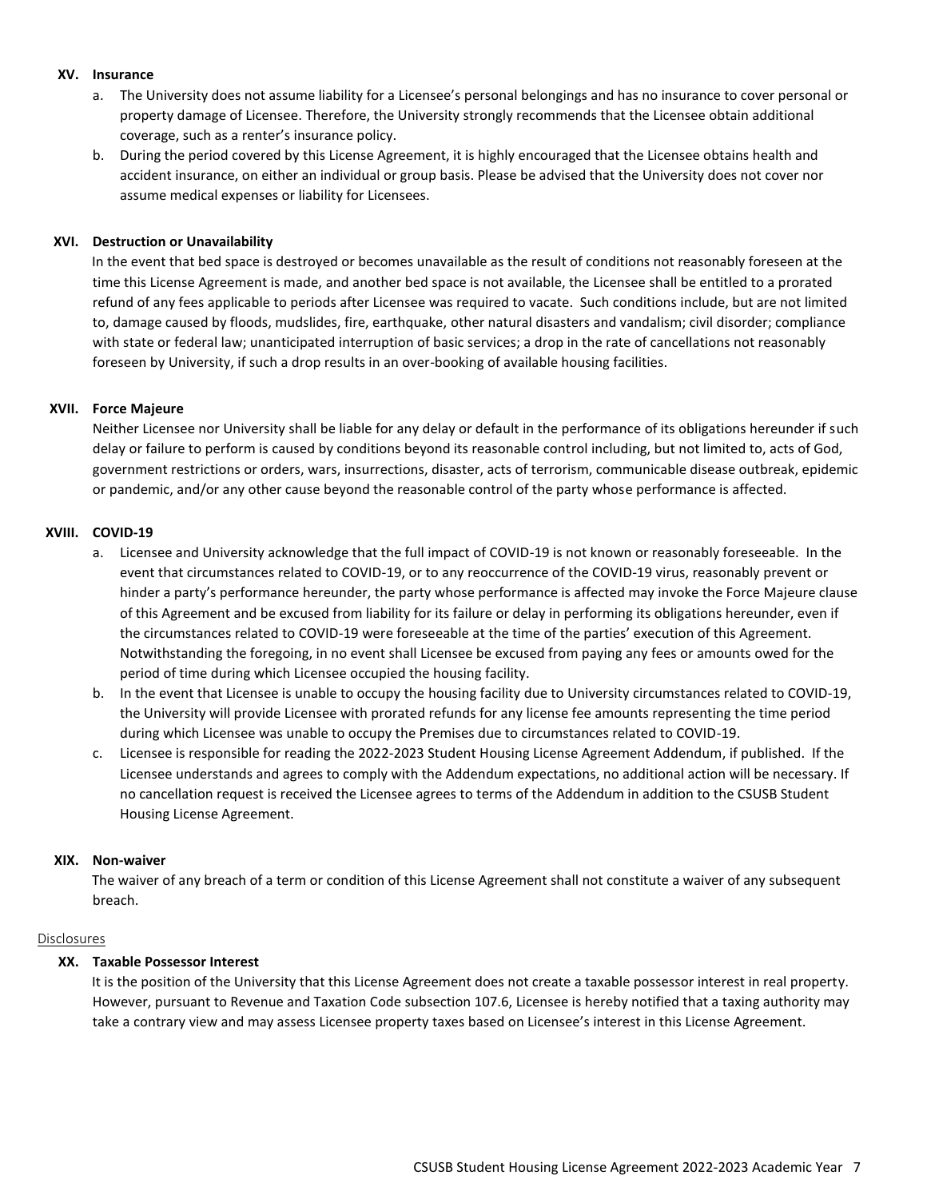### XV. Insurance

a. The University does not assume liability for a Licensee's personal belongings and has no insurance to cover personal or property damage of Licensee. Therefore, the University strongly recommends that the Licensee obtain additional coverage, such as a renter's insurance policy.

b. During the period covered by this License Agreement, it is highly encouraged that the Licensee obtains health and accident insurance, on either an individual or group basis. Please be advised that the University does not cover nor assume medical expenses or liability for Licensees.

### XVI. Destruction or Unavailability

In the event that bed space is destroyed or becomes unavailable as the result of conditions not reasonably foreseen at the time this License Agreement is made, and another bed space is not available, the Licensee shall be entitled to a prorated refund of any fees applicable to periods after Licensee was required to vacate. Such conditions include, but are not limited to, damage caused by floods, mudslides, fire, earthquake, other natural disasters and vandalism; civil disorder; compliance with state or federal law; unanticipated interruption of basic services; a drop in the rate of cancellations not reasonably foreseen by University, if such a drop results in an over-booking of available housing facilities.

### XVII. Force Majeure

Neither Licensee nor University shall be liable for any delay or default in the performance of its obligations hereunder if such delay or failure to perform is caused by conditions beyond its reasonable control including, but not limited to, acts of God, government restrictions or orders, wars, insurrections, disaster, acts of terrorism, communicable disease outbreak, epidemic or pandemic, and/or any other cause beyond the reasonable control of the party whose performance is affected.

### XVIII. COVID-19

a. Licensee and University acknowledge that the full impact of COVID-19 is not known or reasonably foreseeable. In the event that circumstances related to COVID-19, or to any reoccurrence of the COVID-19 virus, reasonably prevent or hinder a party's performance hereunder, the party whose performance is affected may invoke the Force Majeure clause of this Agreement and be excused from liability for its failure or delay in performing its obligations hereunder, even if the circumstances related to COVID-19 were foreseeable at the time of the parties' execution of this Agreement. Notwithstanding the foregoing, in no event shall Licensee be excused from paying any fees or amounts owed for the period of time during which Licensee occupied the housing facility.

b. In the event that Licensee is unable to occupy the housing facility due to University circumstances related to COVID-19, the University will provide Licensee with prorated refunds for any license fee amounts representing the time period during which Licensee was unable to occupy the Premises due to circumstances related to COVID-19.

c. Licensee is responsible for reading the 2022-2023 Student Housing License Agreement Addendum, if published. If the Licensee understands and agrees to comply with the Addendum expectations, no additional action will be necessary. If no cancellation request is received the Licensee agrees to terms of the Addendum in addition to the CSUSB Student Housing License Agreement.

### XIX. Non-waiver

The waiver of any breach of a term or condition of this License Agreement shall not constitute a waiver of any subsequent breach.

## Disclosures

### XX. Taxable Possessor Interest

It is the position of the University that this License Agreement does not create a taxable possessor interest in real property. However, pursuant to Revenue and Taxation Code subsection 107.6, Licensee is hereby notified that a taxing authority may take a contrary view and may assess Licensee property taxes based on Licensee's interest in this License Agreement.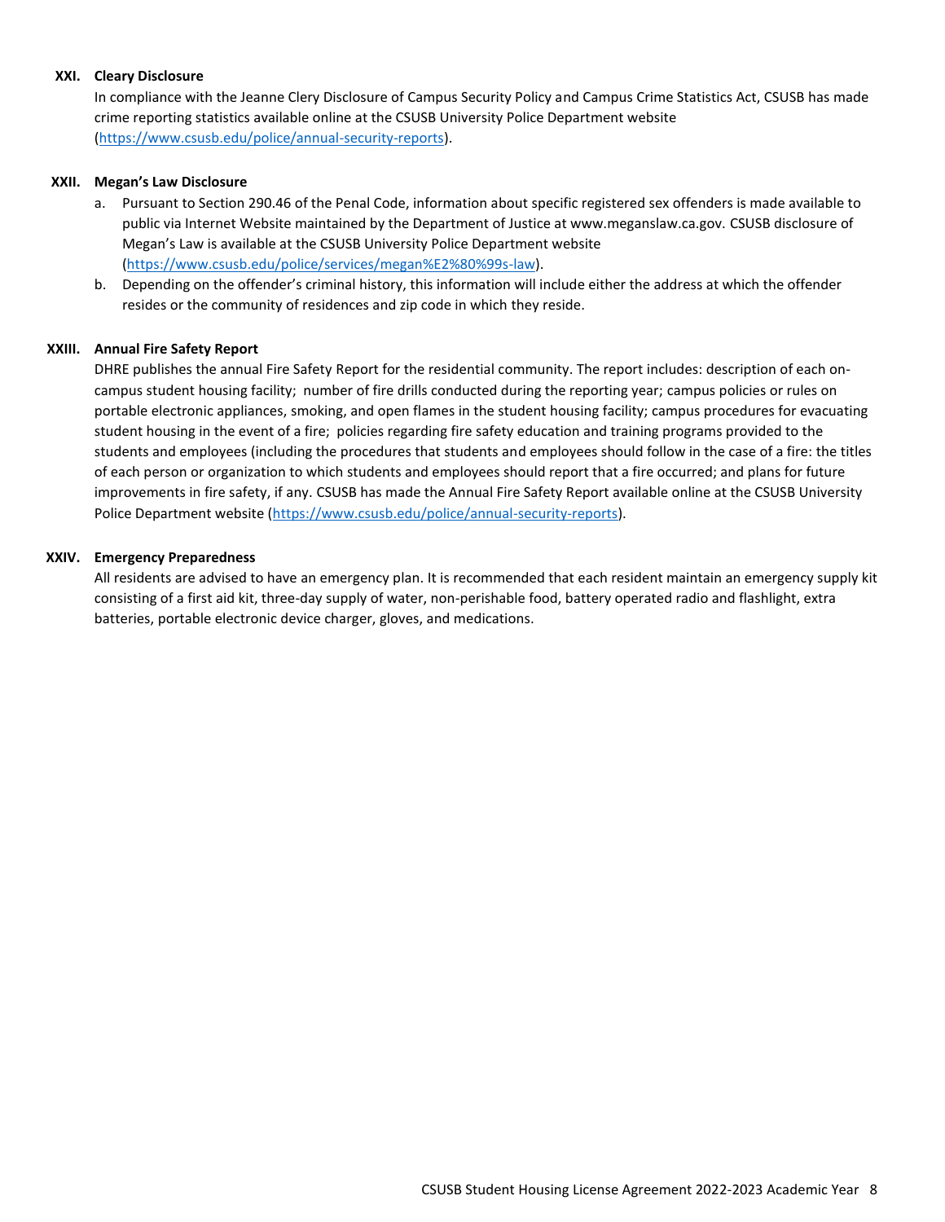## XXI. Cleary Disclosure

In compliance with the Jeanne Clery Disclosure of Campus Security Policy and Campus Crime Statistics Act, CSUSB has made crime reporting statistics available online at the CSUSB University Police Department website (https://www.csusb.edu/police/annual-security-reports).

## XXII. Megan's Law Disclosure

a. Pursuant to Section 290.46 of the Penal Code, information about specific registered sex offenders is made available to public via Internet Website maintained by the Department of Justice at www.meganslaw.ca.gov. CSUSB disclosure of Megan's Law is available at the CSUSB University Police Department website (https://www.csusb.edu/police/services/megan%E2%80%99s-law).

b. Depending on the offender's criminal history, this information will include either the address at which the offender resides or the community of residences and zip code in which they reside.

## XXIII. Annual Fire Safety Report

DHRE publishes the annual Fire Safety Report for the residential community. The report includes: description of each on-campus student housing facility; number of fire drills conducted during the reporting year; campus policies or rules on portable electronic appliances, smoking, and open flames in the student housing facility; campus procedures for evacuating student housing in the event of a fire; policies regarding fire safety education and training programs provided to the students and employees (including the procedures that students and employees should follow in the case of a fire: the titles of each person or organization to which students and employees should report that a fire occurred; and plans for future improvements in fire safety, if any. CSUSB has made the Annual Fire Safety Report available online at the CSUSB University Police Department website (https://www.csusb.edu/police/annual-security-reports).

## XXIV. Emergency Preparedness

All residents are advised to have an emergency plan. It is recommended that each resident maintain an emergency supply kit consisting of a first aid kit, three-day supply of water, non-perishable food, battery operated radio and flashlight, extra batteries, portable electronic device charger, gloves, and medications.